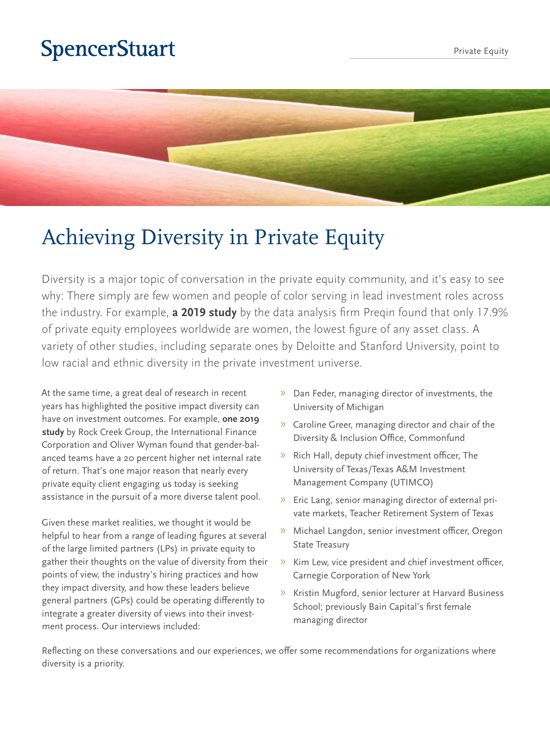SpencerStuart

Private Equity

# Achieving Diversity in Private Equity

Diversity is a major topic of conversation in the private equity community, and it's easy to see why: There simply are few women and people of color serving in lead investment roles across the industry. For example, **a 2019 study** by the data analysis firm Preqin found that only 17.9% of private equity employees worldwide are women, the lowest figure of any asset class. A variety of other studies, including separate ones by Deloitte and Stanford University, point to low racial and ethnic diversity in the private investment universe.

At the same time, a great deal of research in recent years has highlighted the positive impact diversity can have on investment outcomes. For example, **one 2019 study** by Rock Creek Group, the International Finance Corporation and Oliver Wyman found that gender-balanced teams have a 20 percent higher net internal rate of return. That's one major reason that nearly every private equity client engaging us today is seeking assistance in the pursuit of a more diverse talent pool.

Given these market realities, we thought it would be helpful to hear from a range of leading figures at several of the large limited partners (LPs) in private equity to gather their thoughts on the value of diversity from their points of view, the industry's hiring practices and how they impact diversity, and how these leaders believe general partners (GPs) could be operating differently to integrate a greater diversity of views into their investment process. Our interviews included:

- Dan Feder, managing director of investments, the University of Michigan
- Caroline Greer, managing director and chair of the Diversity & Inclusion Office, Commonfund
- Rich Hall, deputy chief investment officer, The University of Texas/Texas A&M Investment Management Company (UTIMCO)
- Eric Lang, senior managing director of external private markets, Teacher Retirement System of Texas
- Michael Langdon, senior investment officer, Oregon State Treasury
- Kim Lew, vice president and chief investment officer, Carnegie Corporation of New York
- Kristin Mugford, senior lecturer at Harvard Business School; previously Bain Capital's first female managing director

Reflecting on these conversations and our experiences, we offer some recommendations for organizations where diversity is a priority.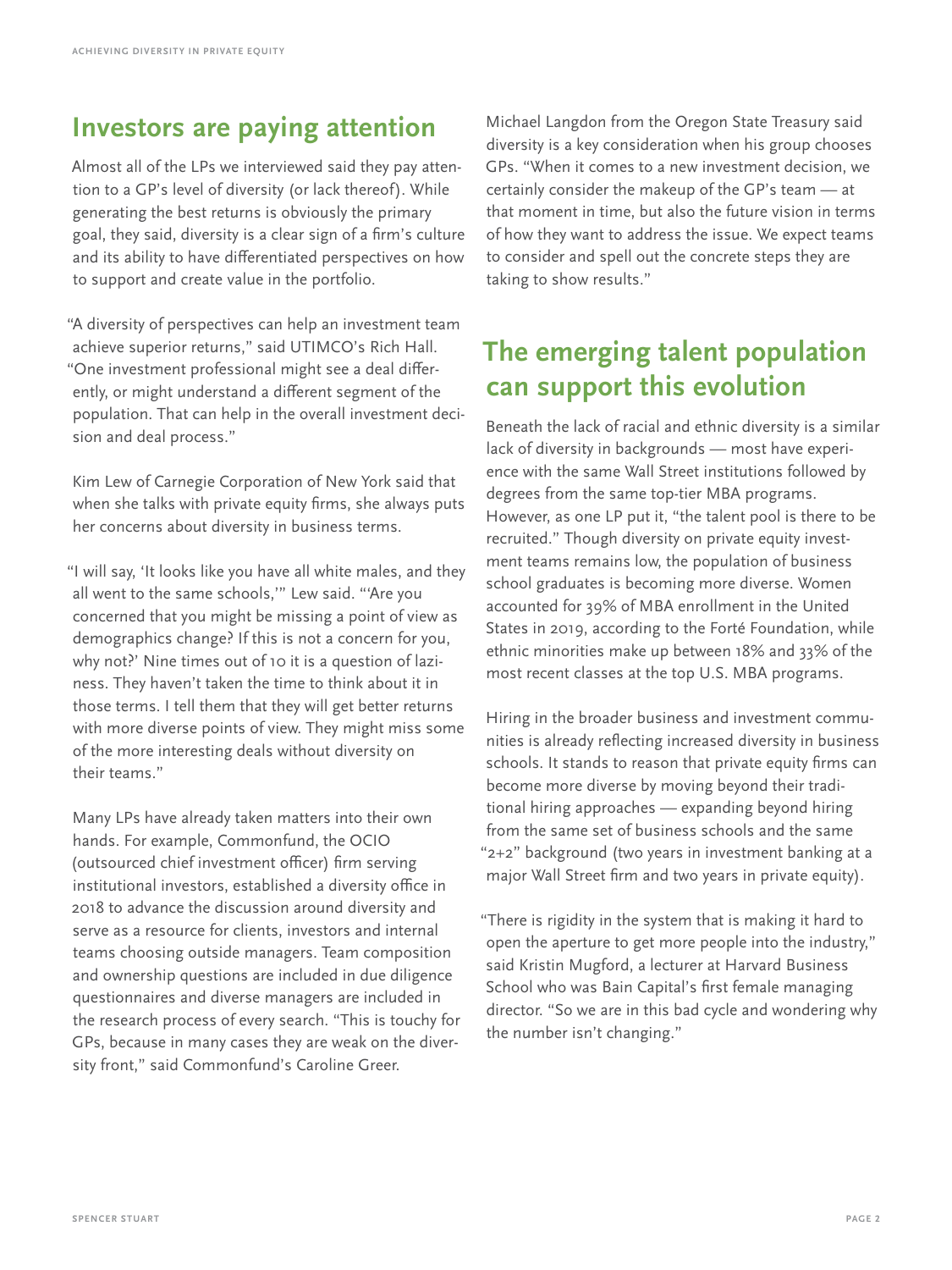## Investors are paying attention

Almost all of the LPs we interviewed said they pay attention to a GP's level of diversity (or lack thereof). While generating the best returns is obviously the primary goal, they said, diversity is a clear sign of a firm's culture and its ability to have differentiated perspectives on how to support and create value in the portfolio.

"A diversity of perspectives can help an investment team achieve superior returns," said UTIMCO's Rich Hall. "One investment professional might see a deal differently, or might understand a different segment of the population. That can help in the overall investment decision and deal process."

Kim Lew of Carnegie Corporation of New York said that when she talks with private equity firms, she always puts her concerns about diversity in business terms.

"I will say, 'It looks like you have all white males, and they all went to the same schools,'" Lew said. "'Are you concerned that you might be missing a point of view as demographics change? If this is not a concern for you, why not?' Nine times out of 10 it is a question of laziness. They haven't taken the time to think about it in those terms. I tell them that they will get better returns with more diverse points of view. They might miss some of the more interesting deals without diversity on their teams."

Many LPs have already taken matters into their own hands. For example, Commonfund, the OCIO (outsourced chief investment officer) firm serving institutional investors, established a diversity office in 2018 to advance the discussion around diversity and serve as a resource for clients, investors and internal teams choosing outside managers. Team composition and ownership questions are included in due diligence questionnaires and diverse managers are included in the research process of every search. "This is touchy for GPs, because in many cases they are weak on the diversity front," said Commonfund's Caroline Greer.

Michael Langdon from the Oregon State Treasury said diversity is a key consideration when his group chooses GPs. "When it comes to a new investment decision, we certainly consider the makeup of the GP's team — at that moment in time, but also the future vision in terms of how they want to address the issue. We expect teams to consider and spell out the concrete steps they are taking to show results."

## The emerging talent population can support this evolution

Beneath the lack of racial and ethnic diversity is a similar lack of diversity in backgrounds — most have experience with the same Wall Street institutions followed by degrees from the same top-tier MBA programs. However, as one LP put it, "the talent pool is there to be recruited." Though diversity on private equity investment teams remains low, the population of business school graduates is becoming more diverse. Women accounted for 39% of MBA enrollment in the United States in 2019, according to the Forté Foundation, while ethnic minorities make up between 18% and 33% of the most recent classes at the top U.S. MBA programs.

Hiring in the broader business and investment communities is already reflecting increased diversity in business schools. It stands to reason that private equity firms can become more diverse by moving beyond their traditional hiring approaches — expanding beyond hiring from the same set of business schools and the same "2+2" background (two years in investment banking at a major Wall Street firm and two years in private equity).

"There is rigidity in the system that is making it hard to open the aperture to get more people into the industry," said Kristin Mugford, a lecturer at Harvard Business School who was Bain Capital's first female managing director. "So we are in this bad cycle and wondering why the number isn't changing."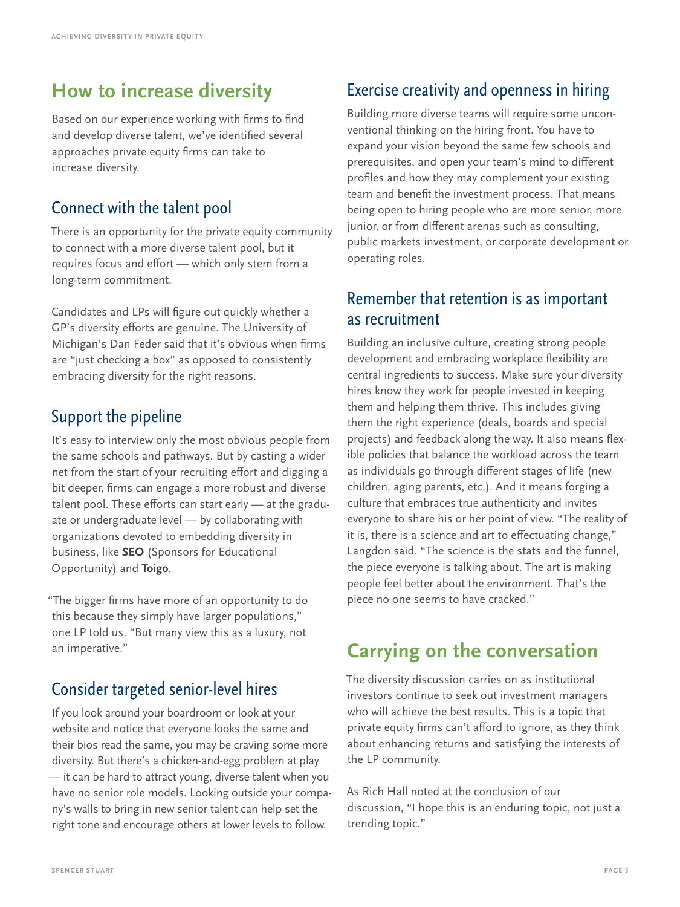## How to increase diversity

Based on our experience working with firms to find and develop diverse talent, we've identified several approaches private equity firms can take to increase diversity.

### Connect with the talent pool

There is an opportunity for the private equity community to connect with a more diverse talent pool, but it requires focus and effort — which only stem from a long-term commitment.

Candidates and LPs will figure out quickly whether a GP's diversity efforts are genuine. The University of Michigan's Dan Feder said that it's obvious when firms are "just checking a box" as opposed to consistently embracing diversity for the right reasons.

### Support the pipeline

It's easy to interview only the most obvious people from the same schools and pathways. But by casting a wider net from the start of your recruiting effort and digging a bit deeper, firms can engage a more robust and diverse talent pool. These efforts can start early — at the graduate or undergraduate level — by collaborating with organizations devoted to embedding diversity in business, like **SEO** (Sponsors for Educational Opportunity) and **Toigo**.

"The bigger firms have more of an opportunity to do this because they simply have larger populations," one LP told us. "But many view this as a luxury, not an imperative."

### Consider targeted senior-level hires

If you look around your boardroom or look at your website and notice that everyone looks the same and their bios read the same, you may be craving some more diversity. But there's a chicken-and-egg problem at play — it can be hard to attract young, diverse talent when you have no senior role models. Looking outside your company's walls to bring in new senior talent can help set the right tone and encourage others at lower levels to follow.

### Exercise creativity and openness in hiring

Building more diverse teams will require some unconventional thinking on the hiring front. You have to expand your vision beyond the same few schools and prerequisites, and open your team's mind to different profiles and how they may complement your existing team and benefit the investment process. That means being open to hiring people who are more senior, more junior, or from different arenas such as consulting, public markets investment, or corporate development or operating roles.

### Remember that retention is as important as recruitment

Building an inclusive culture, creating strong people development and embracing workplace flexibility are central ingredients to success. Make sure your diversity hires know they work for people invested in keeping them and helping them thrive. This includes giving them the right experience (deals, boards and special projects) and feedback along the way. It also means flexible policies that balance the workload across the team as individuals go through different stages of life (new children, aging parents, etc.). And it means forging a culture that embraces true authenticity and invites everyone to share his or her point of view. "The reality of it is, there is a science and art to effectuating change," Langdon said. "The science is the stats and the funnel, the piece everyone is talking about. The art is making people feel better about the environment. That's the piece no one seems to have cracked."

## Carrying on the conversation

The diversity discussion carries on as institutional investors continue to seek out investment managers who will achieve the best results. This is a topic that private equity firms can't afford to ignore, as they think about enhancing returns and satisfying the interests of the LP community.

As Rich Hall noted at the conclusion of our discussion, "I hope this is an enduring topic, not just a trending topic."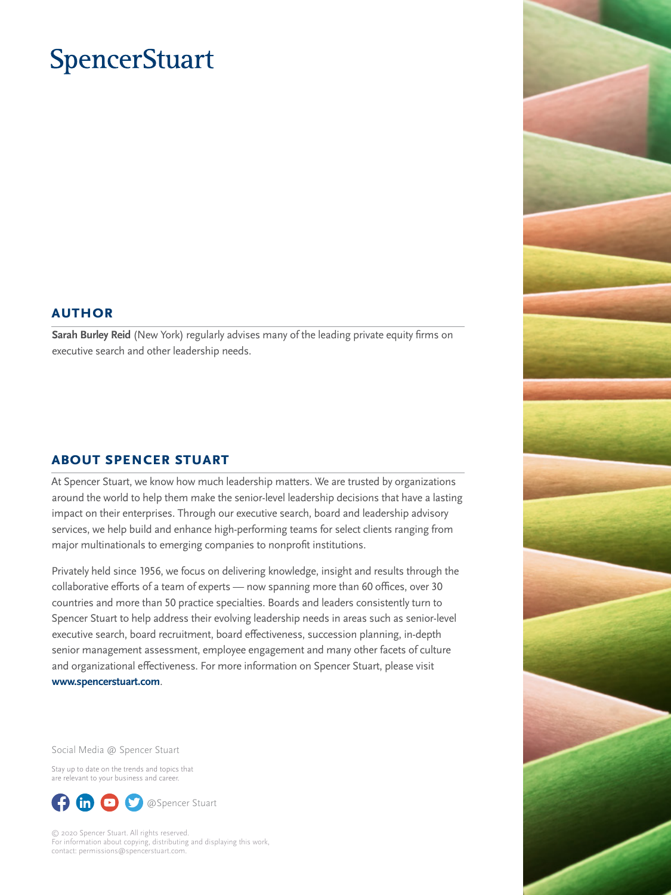# SpencerStuart

## AUTHOR

**Sarah Burley Reid** (New York) regularly advises many of the leading private equity firms on executive search and other leadership needs.

## ABOUT SPENCER STUART

At Spencer Stuart, we know how much leadership matters. We are trusted by organizations around the world to help them make the senior-level leadership decisions that have a lasting impact on their enterprises. Through our executive search, board and leadership advisory services, we help build and enhance high-performing teams for select clients ranging from major multinationals to emerging companies to nonprofit institutions.

Privately held since 1956, we focus on delivering knowledge, insight and results through the collaborative efforts of a team of experts — now spanning more than 60 offices, over 30 countries and more than 50 practice specialties. Boards and leaders consistently turn to Spencer Stuart to help address their evolving leadership needs in areas such as senior-level executive search, board recruitment, board effectiveness, succession planning, in-depth senior management assessment, employee engagement and many other facets of culture and organizational effectiveness. For more information on Spencer Stuart, please visit **www.spencerstuart.com**.

Social Media @ Spencer Stuart

Stay up to date on the trends and topics that are relevant to your business and career.

@Spencer Stuart

© 2020 Spencer Stuart. All rights reserved.
For information about copying, distributing and displaying this work, contact: permissions@spencerstuart.com.